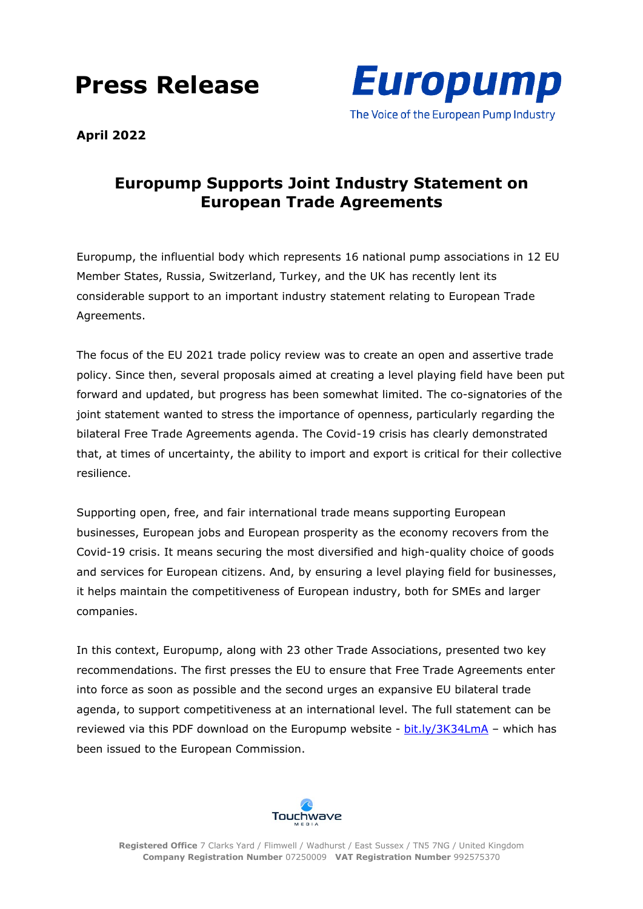# Press Release

**Europump**
The Voice of the European Pump Industry

**April 2022**

## Europump Supports Joint Industry Statement on European Trade Agreements

Europump, the influential body which represents 16 national pump associations in 12 EU Member States, Russia, Switzerland, Turkey, and the UK has recently lent its considerable support to an important industry statement relating to European Trade Agreements.

The focus of the EU 2021 trade policy review was to create an open and assertive trade policy. Since then, several proposals aimed at creating a level playing field have been put forward and updated, but progress has been somewhat limited. The co-signatories of the joint statement wanted to stress the importance of openness, particularly regarding the bilateral Free Trade Agreements agenda. The Covid-19 crisis has clearly demonstrated that, at times of uncertainty, the ability to import and export is critical for their collective resilience.

Supporting open, free, and fair international trade means supporting European businesses, European jobs and European prosperity as the economy recovers from the Covid-19 crisis. It means securing the most diversified and high-quality choice of goods and services for European citizens. And, by ensuring a level playing field for businesses, it helps maintain the competitiveness of European industry, both for SMEs and larger companies.

In this context, Europump, along with 23 other Trade Associations, presented two key recommendations. The first presses the EU to ensure that Free Trade Agreements enter into force as soon as possible and the second urges an expansive EU bilateral trade agenda, to support competitiveness at an international level. The full statement can be reviewed via this PDF download on the Europump website - [bit.ly/3K34LmA](bit.ly/3K34LmA) – which has been issued to the European Commission.

Touchwave Media

**Registered Office** 7 Clarks Yard / Flimwell / Wadhurst / East Sussex / TN5 7NG / United Kingdom
**Company Registration Number** 07250009 **VAT Registration Number** 992575370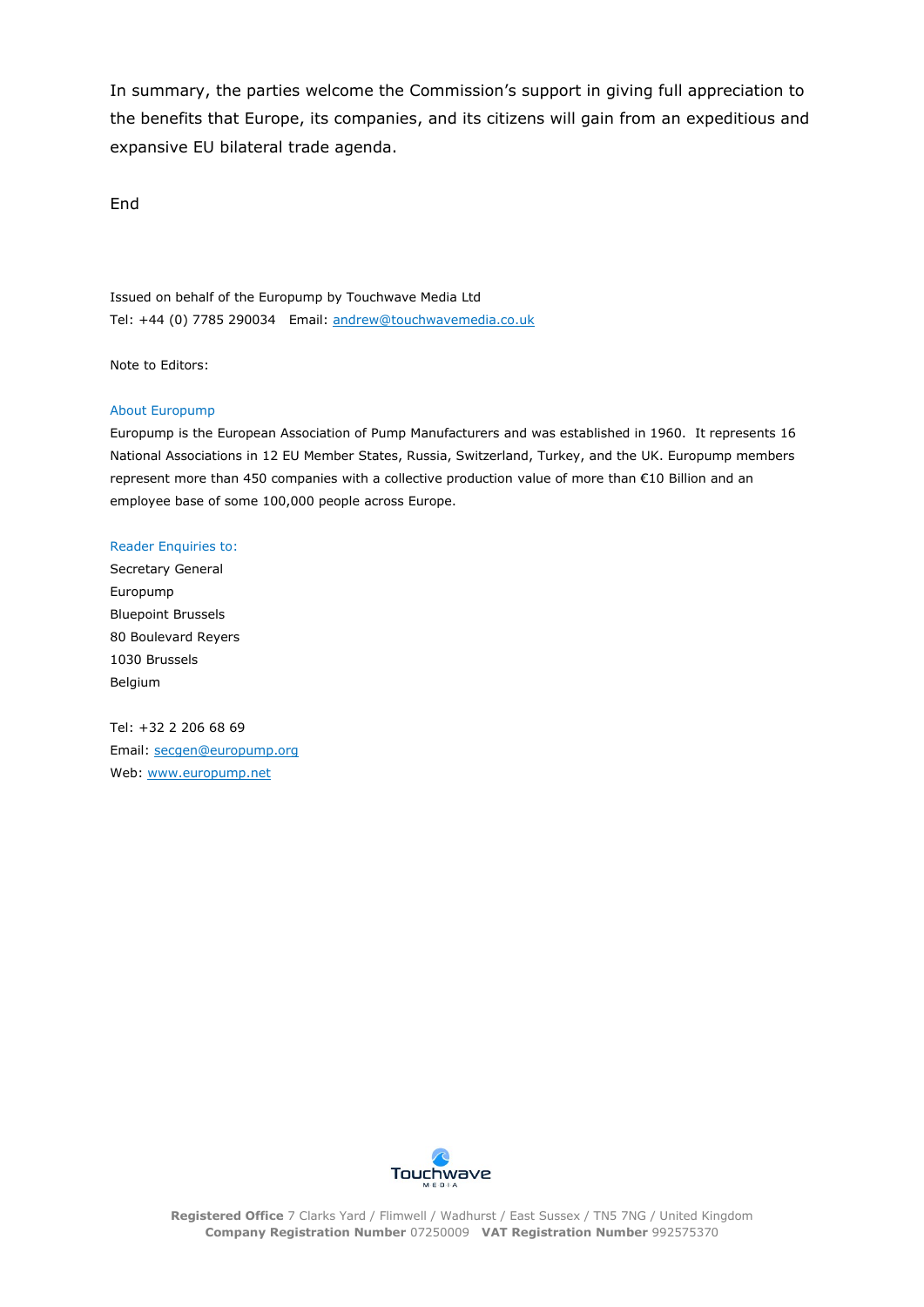In summary, the parties welcome the Commission's support in giving full appreciation to the benefits that Europe, its companies, and its citizens will gain from an expeditious and expansive EU bilateral trade agenda.

End

Issued on behalf of the Europump by Touchwave Media Ltd
Tel: +44 (0) 7785 290034   Email: andrew@touchwavemedia.co.uk

Note to Editors:

### About Europump

Europump is the European Association of Pump Manufacturers and was established in 1960.  It represents 16 National Associations in 12 EU Member States, Russia, Switzerland, Turkey, and the UK. Europump members represent more than 450 companies with a collective production value of more than €10 Billion and an employee base of some 100,000 people across Europe.

### Reader Enquiries to:

Secretary General
Europump
Bluepoint Brussels
80 Boulevard Reyers
1030 Brussels
Belgium

Tel: +32 2 206 68 69
Email: secgen@europump.org
Web: www.europump.net

Touchwave MEDIA

**Registered Office** 7 Clarks Yard / Flimwell / Wadhurst / East Sussex / TN5 7NG / United Kingdom
**Company Registration Number** 07250009   **VAT Registration Number** 992575370